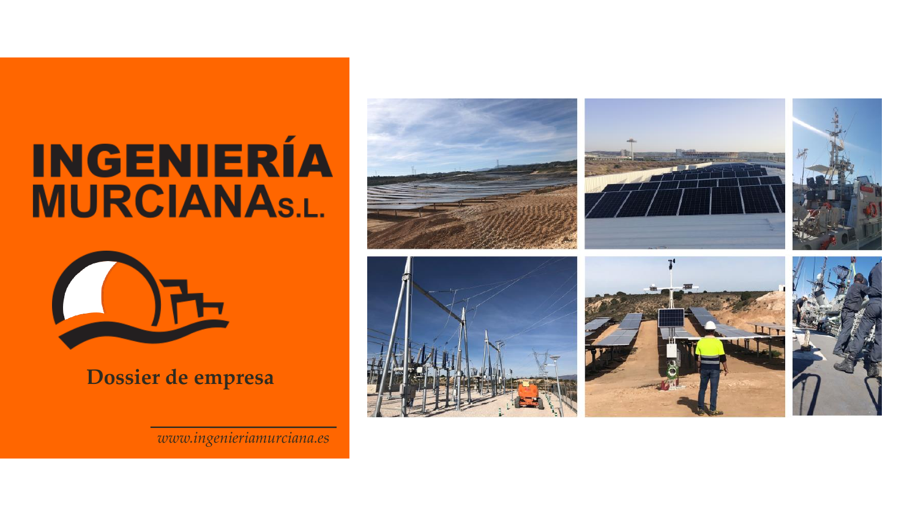# INGENIERÍA MURCIANA S.L.

**Dossier de empresa**

*www.ingenieriamurciana.es*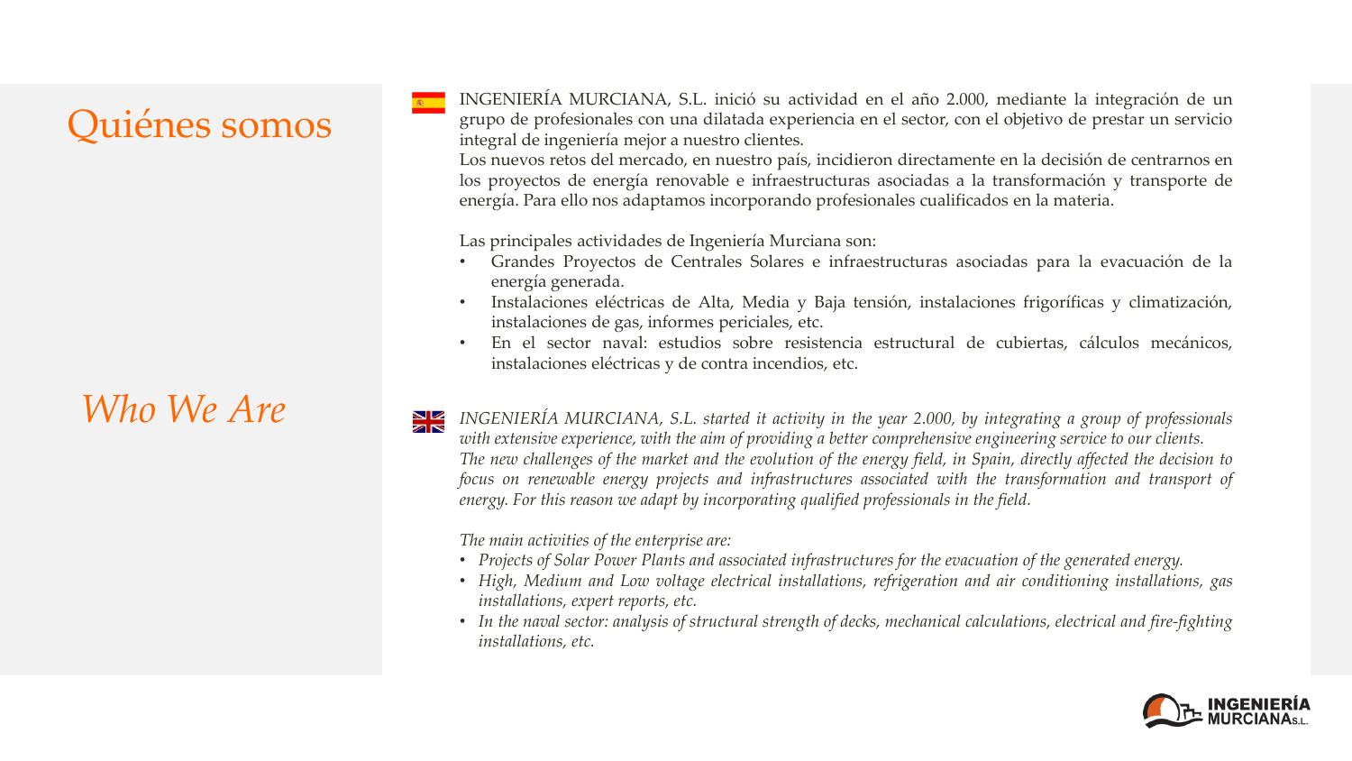# Quiénes somos

INGENIERÍA MURCIANA, S.L. inició su actividad en el año 2.000, mediante la integración de un grupo de profesionales con una dilatada experiencia en el sector, con el objetivo de prestar un servicio integral de ingeniería mejor a nuestro clientes.
Los nuevos retos del mercado, en nuestro país, incidieron directamente en la decisión de centrarnos en los proyectos de energía renovable e infraestructuras asociadas a la transformación y transporte de energía. Para ello nos adaptamos incorporando profesionales cualificados en la materia.

Las principales actividades de Ingeniería Murciana son:

- Grandes Proyectos de Centrales Solares e infraestructuras asociadas para la evacuación de la energía generada.
- Instalaciones eléctricas de Alta, Media y Baja tensión, instalaciones frigoríficas y climatización, instalaciones de gas, informes periciales, etc.
- En el sector naval: estudios sobre resistencia estructural de cubiertas, cálculos mecánicos, instalaciones eléctricas y de contra incendios, etc.

# *Who We Are*

*INGENIERÍA MURCIANA, S.L. started it activity in the year 2.000, by integrating a group of professionals with extensive experience, with the aim of providing a better comprehensive engineering service to our clients.*
*The new challenges of the market and the evolution of the energy field, in Spain, directly affected the decision to focus on renewable energy projects and infrastructures associated with the transformation and transport of energy. For this reason we adapt by incorporating qualified professionals in the field.*

*The main activities of the enterprise are:*

- *Projects of Solar Power Plants and associated infrastructures for the evacuation of the generated energy.*
- *High, Medium and Low voltage electrical installations, refrigeration and air conditioning installations, gas installations, expert reports, etc.*
- *In the naval sector: analysis of structural strength of decks, mechanical calculations, electrical and fire-fighting installations, etc.*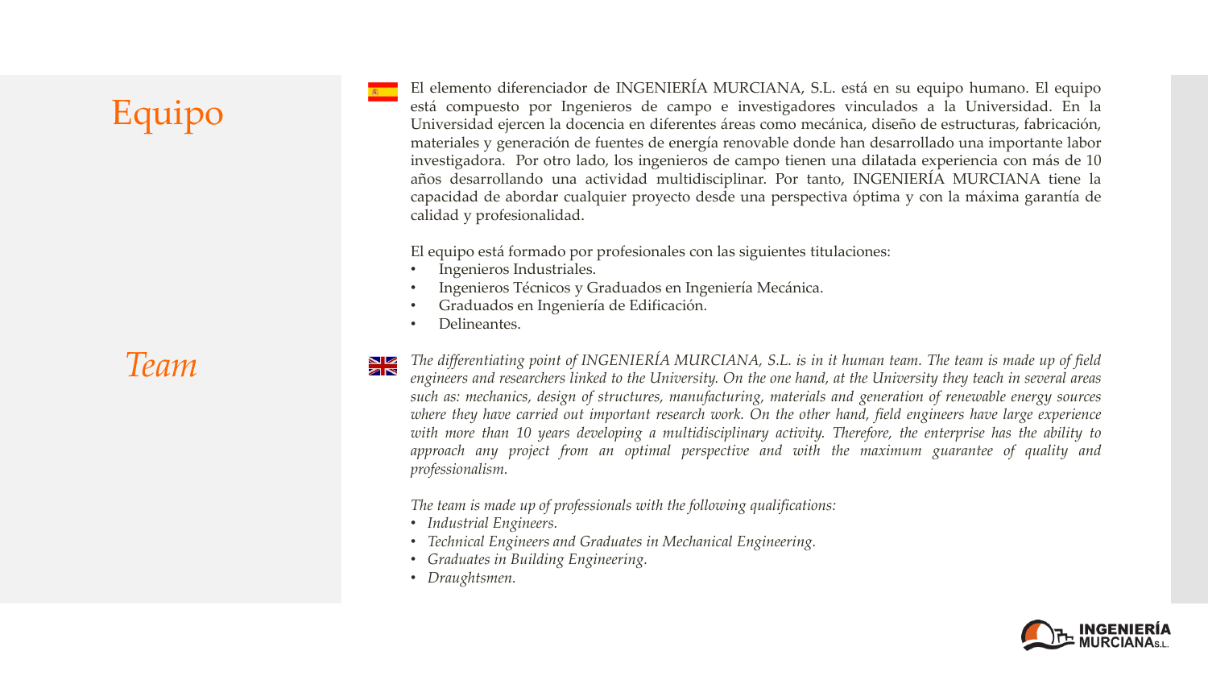# Equipo

El elemento diferenciador de INGENIERÍA MURCIANA, S.L. está en su equipo humano. El equipo está compuesto por Ingenieros de campo e investigadores vinculados a la Universidad. En la Universidad ejercen la docencia en diferentes áreas como mecánica, diseño de estructuras, fabricación, materiales y generación de fuentes de energía renovable donde han desarrollado una importante labor investigadora. Por otro lado, los ingenieros de campo tienen una dilatada experiencia con más de 10 años desarrollando una actividad multidisciplinar. Por tanto, INGENIERÍA MURCIANA tiene la capacidad de abordar cualquier proyecto desde una perspectiva óptima y con la máxima garantía de calidad y profesionalidad.

El equipo está formado por profesionales con las siguientes titulaciones:

- Ingenieros Industriales.
- Ingenieros Técnicos y Graduados en Ingeniería Mecánica.
- Graduados en Ingeniería de Edificación.
- Delineantes.

# *Team*

*The differentiating point of INGENIERÍA MURCIANA, S.L. is in it human team. The team is made up of field engineers and researchers linked to the University. On the one hand, at the University they teach in several areas such as: mechanics, design of structures, manufacturing, materials and generation of renewable energy sources where they have carried out important research work. On the other hand, field engineers have large experience with more than 10 years developing a multidisciplinary activity. Therefore, the enterprise has the ability to approach any project from an optimal perspective and with the maximum guarantee of quality and professionalism.*

*The team is made up of professionals with the following qualifications:*

- *Industrial Engineers.*
- *Technical Engineers and Graduates in Mechanical Engineering.*
- *Graduates in Building Engineering.*
- *Draughtsmen.*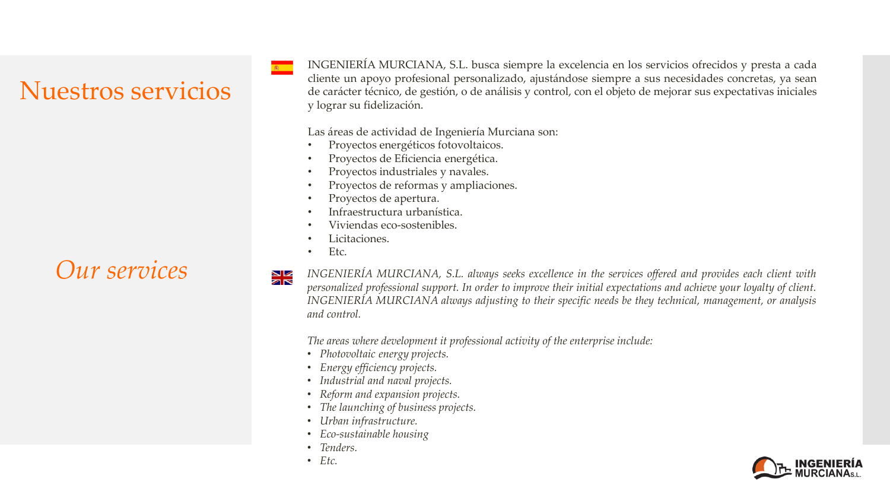# Nuestros servicios

INGENIERÍA MURCIANA, S.L. busca siempre la excelencia en los servicios ofrecidos y presta a cada cliente un apoyo profesional personalizado, ajustándose siempre a sus necesidades concretas, ya sean de carácter técnico, de gestión, o de análisis y control, con el objeto de mejorar sus expectativas iniciales y lograr su fidelización.

Las áreas de actividad de Ingeniería Murciana son:

- Proyectos energéticos fotovoltaicos.
- Proyectos de Eficiencia energética.
- Proyectos industriales y navales.
- Proyectos de reformas y ampliaciones.
- Proyectos de apertura.
- Infraestructura urbanística.
- Viviendas eco-sostenibles.
- Licitaciones.
- Etc.

# *Our services*

*INGENIERÍA MURCIANA, S.L. always seeks excellence in the services offered and provides each client with personalized professional support. In order to improve their initial expectations and achieve your loyalty of client. INGENIERÍA MURCIANA always adjusting to their specific needs be they technical, management, or analysis and control.*

*The areas where development it professional activity of the enterprise include:*

- *Photovoltaic energy projects.*
- *Energy efficiency projects.*
- *Industrial and naval projects.*
- *Reform and expansion projects.*
- *The launching of business projects.*
- *Urban infrastructure.*
- *Eco-sustainable housing*
- *Tenders.*
- *Etc.*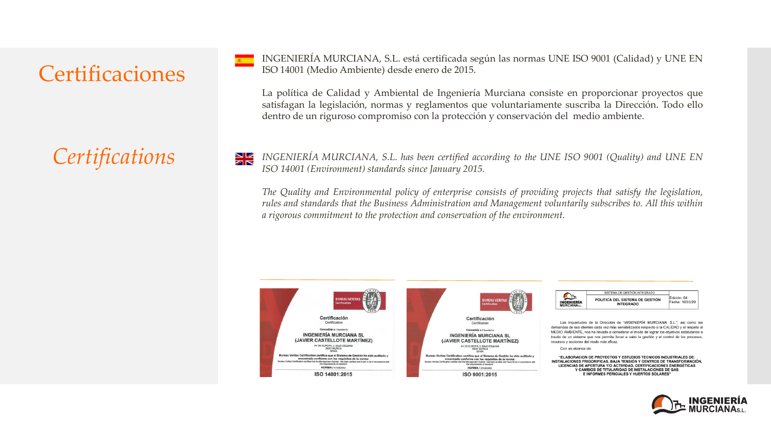# Certificaciones

INGENIERÍA MURCIANA, S.L. está certificada según las normas UNE ISO 9001 (Calidad) y UNE EN ISO 14001 (Medio Ambiente) desde enero de 2015.

La política de Calidad y Ambiental de Ingeniería Murciana consiste en proporcionar proyectos que satisfagan la legislación, normas y reglamentos que voluntariamente suscriba la Dirección. Todo ello dentro de un riguroso compromiso con la protección y conservación del medio ambiente.

# *Certifications*

*INGENIERÍA MURCIANA, S.L. has been certified according to the UNE ISO 9001 (Quality) and UNE EN ISO 14001 (Environment) standards since January 2015.*

*The Quality and Environmental policy of enterprise consists of providing projects that satisfy the legislation, rules and standards that the Business Administration and Management voluntarily subscribes to. All this within a rigorous commitment to the protection and conservation of the environment.*

BUREAU VERITAS Certification

**Certificación**
Certification

Concedida a / Awarded to

**INGENIERÍA MURCIANA SL (JAVIER CASTELLOTE MARTÍNEZ)**

AV DE EUROPA, 2, BAJO ESQUINA
30007 MURCIA
SPAIN

Bureau Veritas Certification certifica que el Sistema de Gestión ha sido auditado y encontrado conforme con los requisitos de la norma:
Bureau Veritas Certification certifies that the Management System has been audited and found to be in accordance with the requirements of standard:

NORMA / STANDARD

**ISO 14001:2015**

BUREAU VERITAS Certification

**Certificación**
Certification

Concedida a / Awarded to

**INGENIERÍA MURCIANA SL (JAVIER CASTELLOTE MARTÍNEZ)**

AV DE EUROPA, 2, BAJO ESQUINA
30007 MURCIA
SPAIN

Bureau Veritas Certification certifica que el Sistema de Gestión ha sido auditado y encontrado conforme con los requisitos de la norma:
Bureau Veritas Certification certifies that the Management System has been audited and found to be in accordance with the requirements of standard:

NORMA / STANDARD

**ISO 9001:2015**

| INGENIERÍA MURCIANA S.L. | SISTEMA DE GESTIÓN INTEGRADO<br>**POLITICA DEL SISTEMA DE GESTIÓN INTEGRADO** | Edición: 04<br>Fecha: 10/03/20 |
| --- | --- | --- |

Las inquietudes de la Dirección de "*INGENIERÍA MURCIANA, S.L.*", así como las demandas de sus clientes cada vez más sensibilizados respecto a la CALIDAD y el respeto al MEDIO AMBIENTE, nos ha llevado a considerar el modo de lograr los objetivos estatutarios a través de un sistema que nos permita llevar a cabo la gestión y el control de los procesos, recursos y acciones del modo más eficaz.

Con un alcance de:

**"ELABORACION DE PROYECTOS Y ESTUDIOS TECNICOS INDUSTRIALES DE: INSTALACIONES FRIGORIFICAS, BAJA TENSIÓN Y CENTROS DE TRANSFORMACIÓN, LICENCIAS DE APERTURA Y/O ACTIVIDAD, CERTIFICACIONES ENERGÉTICAS Y CAMBIOS DE TITULARIDAD DE INSTALACIONES DE GAS E INFORMES PERICIALES Y HUERTOS SOLARES"**

INGENIERÍA MURCIANA S.L.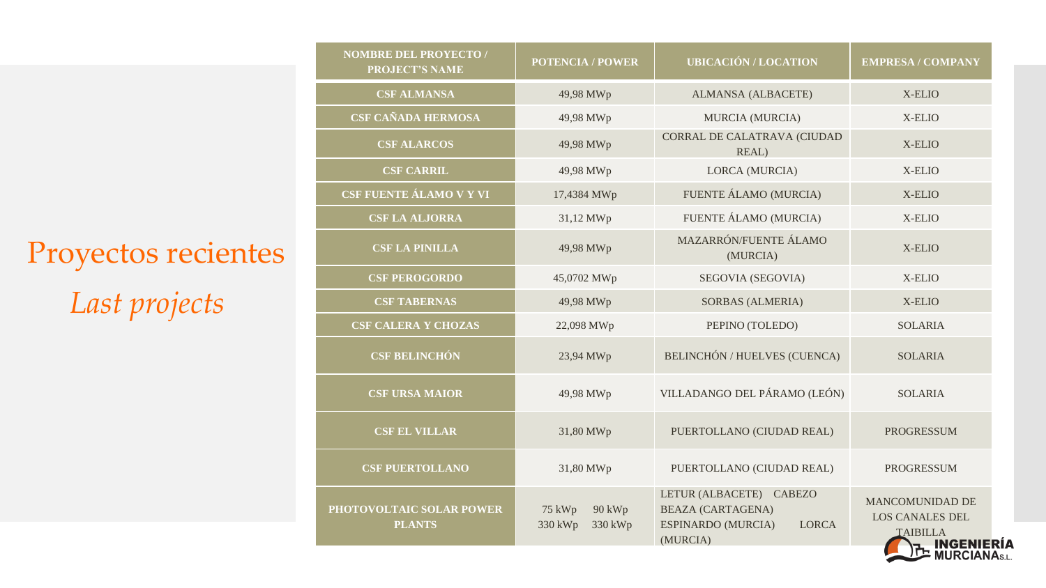# Proyectos recientes

*Last projects*

| NOMBRE DEL PROYECTO / PROJECT'S NAME | POTENCIA / POWER | UBICACIÓN / LOCATION | EMPRESA / COMPANY |
|---|---|---|---|
| CSF ALMANSA | 49,98 MWp | ALMANSA (ALBACETE) | X-ELIO |
| CSF CAÑADA HERMOSA | 49,98 MWp | MURCIA (MURCIA) | X-ELIO |
| CSF ALARCOS | 49,98 MWp | CORRAL DE CALATRAVA (CIUDAD REAL) | X-ELIO |
| CSF CARRIL | 49,98 MWp | LORCA (MURCIA) | X-ELIO |
| CSF FUENTE ÁLAMO V Y VI | 17,4384 MWp | FUENTE ÁLAMO (MURCIA) | X-ELIO |
| CSF LA ALJORRA | 31,12 MWp | FUENTE ÁLAMO (MURCIA) | X-ELIO |
| CSF LA PINILLA | 49,98 MWp | MAZARRÓN/FUENTE ÁLAMO (MURCIA) | X-ELIO |
| CSF PEROGORDO | 45,0702 MWp | SEGOVIA (SEGOVIA) | X-ELIO |
| CSF TABERNAS | 49,98 MWp | SORBAS (ALMERIA) | X-ELIO |
| CSF CALERA Y CHOZAS | 22,098 MWp | PEPINO (TOLEDO) | SOLARIA |
| CSF BELINCHÓN | 23,94 MWp | BELINCHÓN / HUELVES (CUENCA) | SOLARIA |
| CSF URSA MAIOR | 49,98 MWp | VILLADANGO DEL PÁRAMO (LEÓN) | SOLARIA |
| CSF EL VILLAR | 31,80 MWp | PUERTOLLANO (CIUDAD REAL) | PROGRESSUM |
| CSF PUERTOLLANO | 31,80 MWp | PUERTOLLANO (CIUDAD REAL) | PROGRESSUM |
| PHOTOVOLTAIC SOLAR POWER PLANTS | 75 kWp 90 kWp 330 kWp 330 kWp | LETUR (ALBACETE) CABEZO BEAZA (CARTAGENA) ESPINARDO (MURCIA) LORCA (MURCIA) | MANCOMUNIDAD DE LOS CANALES DEL TAIBILLA |

INGENIERÍA MURCIANA S.L.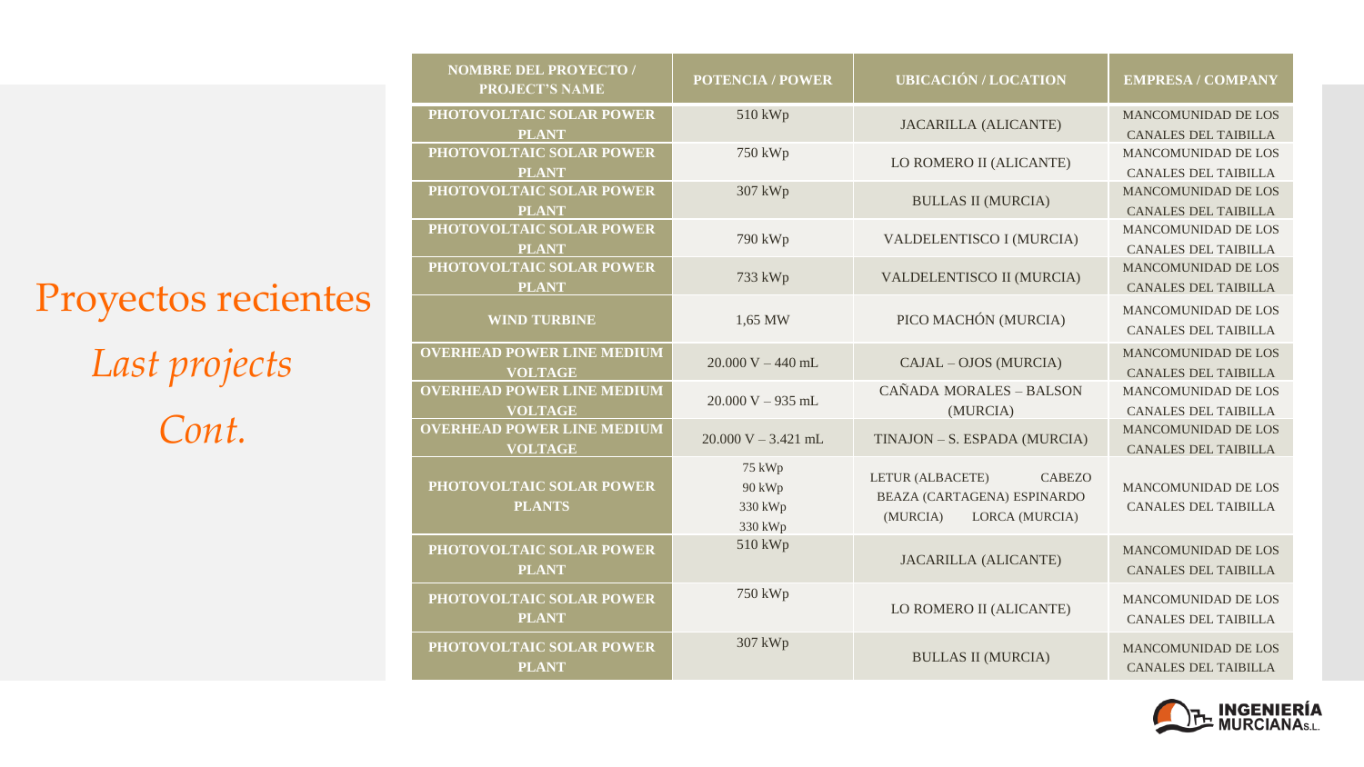# Proyectos recientes

## *Last projects*

## *Cont.*

| NOMBRE DEL PROYECTO / PROJECT'S NAME | POTENCIA / POWER | UBICACIÓN / LOCATION | EMPRESA / COMPANY |
|---|---|---|---|
| **PHOTOVOLTAIC SOLAR POWER PLANT** | 510 kWp | JACARILLA (ALICANTE) | MANCOMUNIDAD DE LOS CANALES DEL TAIBILLA |
| **PHOTOVOLTAIC SOLAR POWER PLANT** | 750 kWp | LO ROMERO II (ALICANTE) | MANCOMUNIDAD DE LOS CANALES DEL TAIBILLA |
| **PHOTOVOLTAIC SOLAR POWER PLANT** | 307 kWp | BULLAS II (MURCIA) | MANCOMUNIDAD DE LOS CANALES DEL TAIBILLA |
| **PHOTOVOLTAIC SOLAR POWER PLANT** | 790 kWp | VALDELENTISCO I (MURCIA) | MANCOMUNIDAD DE LOS CANALES DEL TAIBILLA |
| **PHOTOVOLTAIC SOLAR POWER PLANT** | 733 kWp | VALDELENTISCO II (MURCIA) | MANCOMUNIDAD DE LOS CANALES DEL TAIBILLA |
| **WIND TURBINE** | 1,65 MW | PICO MACHÓN (MURCIA) | MANCOMUNIDAD DE LOS CANALES DEL TAIBILLA |
| **OVERHEAD POWER LINE MEDIUM VOLTAGE** | 20.000 V – 440 mL | CAJAL – OJOS (MURCIA) | MANCOMUNIDAD DE LOS CANALES DEL TAIBILLA |
| **OVERHEAD POWER LINE MEDIUM VOLTAGE** | 20.000 V – 935 mL | CAÑADA MORALES – BALSON (MURCIA) | MANCOMUNIDAD DE LOS CANALES DEL TAIBILLA |
| **OVERHEAD POWER LINE MEDIUM VOLTAGE** | 20.000 V – 3.421 mL | TINAJON – S. ESPADA (MURCIA) | MANCOMUNIDAD DE LOS CANALES DEL TAIBILLA |
| **PHOTOVOLTAIC SOLAR POWER PLANTS** | 75 kWp<br>90 kWp<br>330 kWp<br>330 kWp | LETUR (ALBACETE) CABEZO BEAZA (CARTAGENA) ESPINARDO (MURCIA) LORCA (MURCIA) | MANCOMUNIDAD DE LOS CANALES DEL TAIBILLA |
| **PHOTOVOLTAIC SOLAR POWER PLANT** | 510 kWp | JACARILLA (ALICANTE) | MANCOMUNIDAD DE LOS CANALES DEL TAIBILLA |
| **PHOTOVOLTAIC SOLAR POWER PLANT** | 750 kWp | LO ROMERO II (ALICANTE) | MANCOMUNIDAD DE LOS CANALES DEL TAIBILLA |
| **PHOTOVOLTAIC SOLAR POWER PLANT** | 307 kWp | BULLAS II (MURCIA) | MANCOMUNIDAD DE LOS CANALES DEL TAIBILLA |

INGENIERÍA MURCIANA S.L.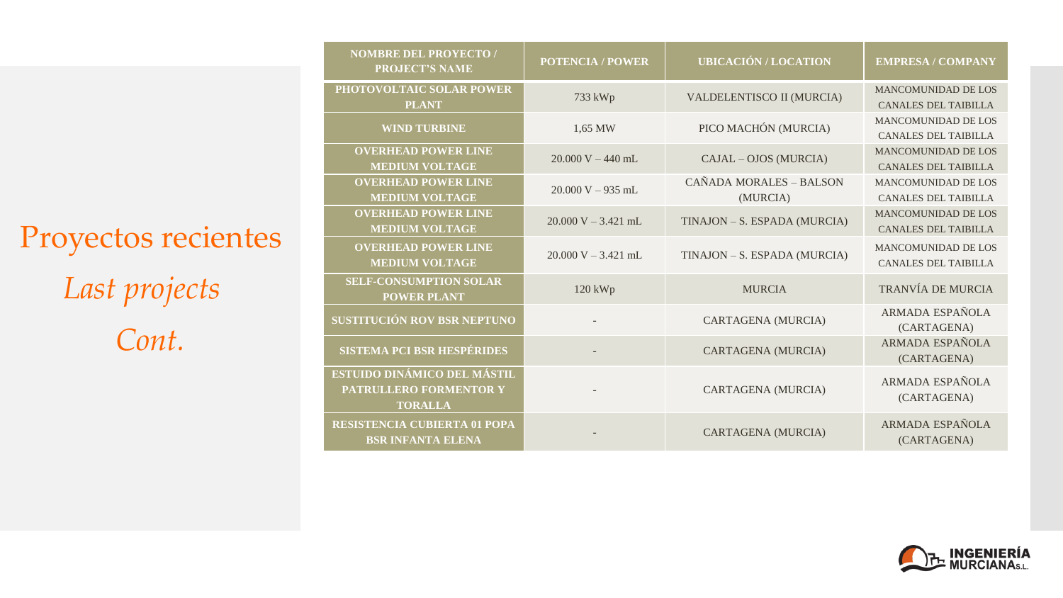# Proyectos recientes

*Last projects*

*Cont.*

| NOMBRE DEL PROYECTO / PROJECT'S NAME | POTENCIA / POWER | UBICACIÓN / LOCATION | EMPRESA / COMPANY |
|---|---|---|---|
| **PHOTOVOLTAIC SOLAR POWER PLANT** | 733 kWp | VALDELENTISCO II (MURCIA) | MANCOMUNIDAD DE LOS CANALES DEL TAIBILLA |
| **WIND TURBINE** | 1,65 MW | PICO MACHÓN (MURCIA) | MANCOMUNIDAD DE LOS CANALES DEL TAIBILLA |
| **OVERHEAD POWER LINE MEDIUM VOLTAGE** | 20.000 V – 440 mL | CAJAL – OJOS (MURCIA) | MANCOMUNIDAD DE LOS CANALES DEL TAIBILLA |
| **OVERHEAD POWER LINE MEDIUM VOLTAGE** | 20.000 V – 935 mL | CAÑADA MORALES – BALSON (MURCIA) | MANCOMUNIDAD DE LOS CANALES DEL TAIBILLA |
| **OVERHEAD POWER LINE MEDIUM VOLTAGE** | 20.000 V – 3.421 mL | TINAJON – S. ESPADA (MURCIA) | MANCOMUNIDAD DE LOS CANALES DEL TAIBILLA |
| **OVERHEAD POWER LINE MEDIUM VOLTAGE** | 20.000 V – 3.421 mL | TINAJON – S. ESPADA (MURCIA) | MANCOMUNIDAD DE LOS CANALES DEL TAIBILLA |
| **SELF-CONSUMPTION SOLAR POWER PLANT** | 120 kWp | MURCIA | TRANVÍA DE MURCIA |
| **SUSTITUCIÓN ROV BSR NEPTUNO** | - | CARTAGENA (MURCIA) | ARMADA ESPAÑOLA (CARTAGENA) |
| **SISTEMA PCI BSR HESPÉRIDES** | - | CARTAGENA (MURCIA) | ARMADA ESPAÑOLA (CARTAGENA) |
| **ESTUIDO DINÁMICO DEL MÁSTIL PATRULLERO FORMENTOR Y TORALLA** | - | CARTAGENA (MURCIA) | ARMADA ESPAÑOLA (CARTAGENA) |
| **RESISTENCIA CUBIERTA 01 POPA BSR INFANTA ELENA** | - | CARTAGENA (MURCIA) | ARMADA ESPAÑOLA (CARTAGENA) |

INGENIERÍA MURCIANA S.L.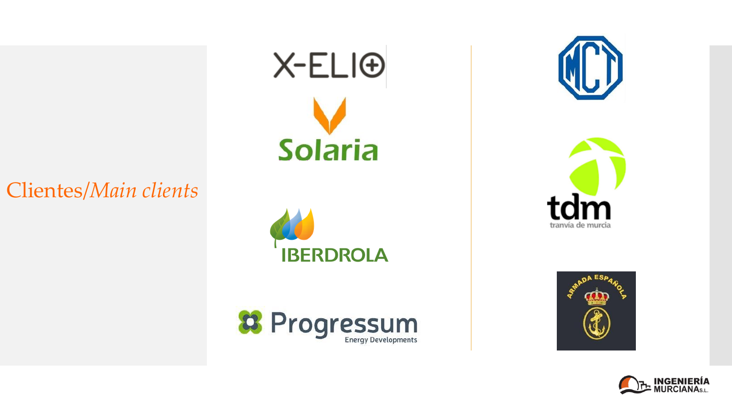# Clientes/*Main clients*

X-ELIO

Solaria

IBERDROLA

Progressum Energy Developments

MCT

tdm tranvía de murcia

ARMADA ESPAÑOLA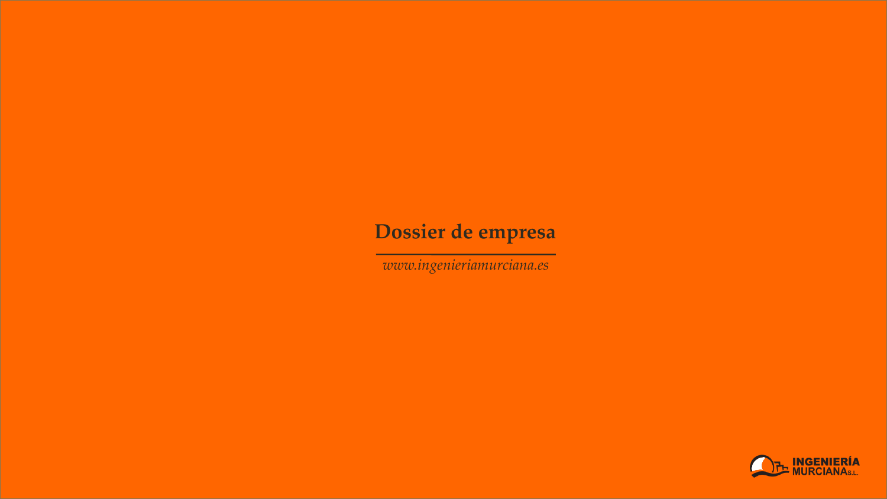# Dossier de empresa

*www.ingenieriamurciana.es*

INGENIERÍA MURCIANA S.L.